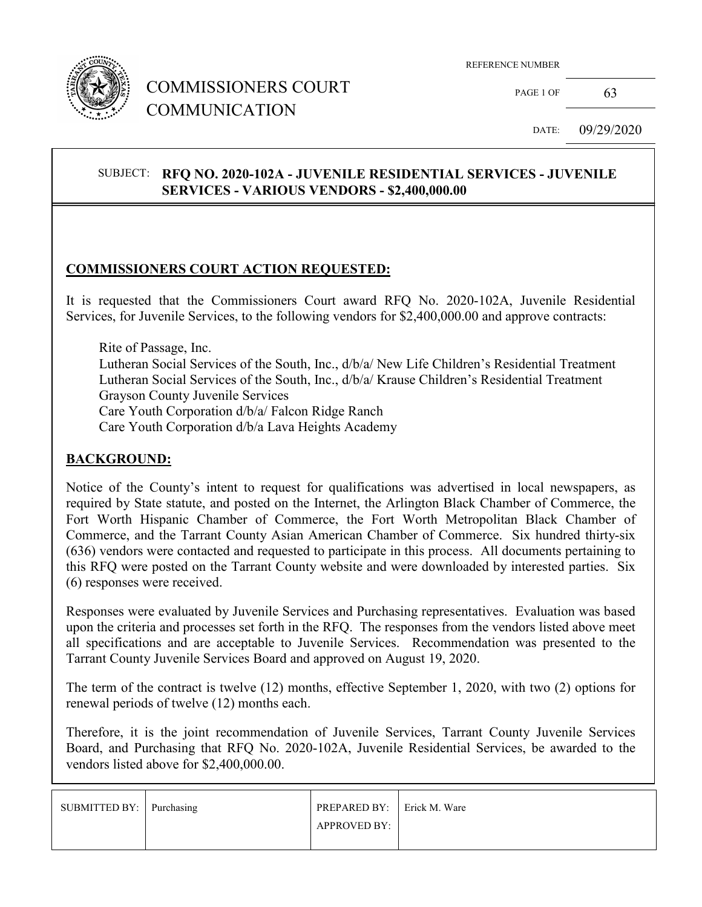# COMMISSIONERS COURT COMMUNICATION

REFERENCE NUMBER: 63

DATE: 09/29/2020

**SUBJECT: RFQ NO. 2020-102A - JUVENILE RESIDENTIAL SERVICES - JUVENILE SERVICES - VARIOUS VENDORS - $2,400,000.00**

## COMMISSIONERS COURT ACTION REQUESTED:

It is requested that the Commissioners Court award RFQ No. 2020-102A, Juvenile Residential Services, for Juvenile Services, to the following vendors for $2,400,000.00 and approve contracts:

Rite of Passage, Inc.
Lutheran Social Services of the South, Inc., d/b/a/ New Life Children's Residential Treatment
Lutheran Social Services of the South, Inc., d/b/a/ Krause Children's Residential Treatment
Grayson County Juvenile Services
Care Youth Corporation d/b/a/ Falcon Ridge Ranch
Care Youth Corporation d/b/a Lava Heights Academy

## BACKGROUND:

Notice of the County's intent to request for qualifications was advertised in local newspapers, as required by State statute, and posted on the Internet, the Arlington Black Chamber of Commerce, the Fort Worth Hispanic Chamber of Commerce, the Fort Worth Metropolitan Black Chamber of Commerce, and the Tarrant County Asian American Chamber of Commerce. Six hundred thirty-six (636) vendors were contacted and requested to participate in this process. All documents pertaining to this RFQ were posted on the Tarrant County website and were downloaded by interested parties. Six (6) responses were received.

Responses were evaluated by Juvenile Services and Purchasing representatives. Evaluation was based upon the criteria and processes set forth in the RFQ. The responses from the vendors listed above meet all specifications and are acceptable to Juvenile Services. Recommendation was presented to the Tarrant County Juvenile Services Board and approved on August 19, 2020.

The term of the contract is twelve (12) months, effective September 1, 2020, with two (2) options for renewal periods of twelve (12) months each.

Therefore, it is the joint recommendation of Juvenile Services, Tarrant County Juvenile Services Board, and Purchasing that RFQ No. 2020-102A, Juvenile Residential Services, be awarded to the vendors listed above for $2,400,000.00.

| SUBMITTED BY: | Purchasing | PREPARED BY: | Erick M. Ware |
| --- | --- | --- | --- |
| | | APPROVED BY: | |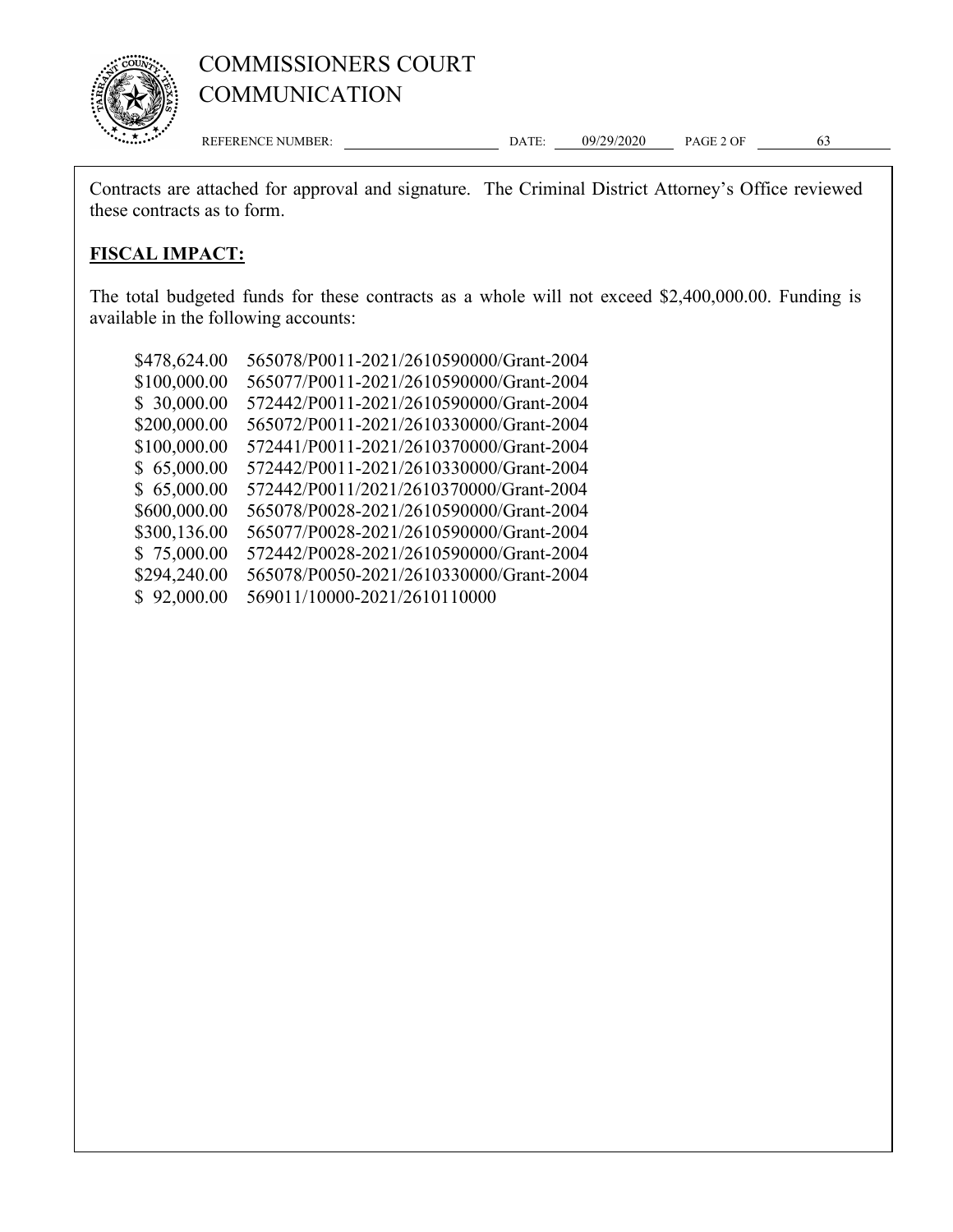Contracts are attached for approval and signature. The Criminal District Attorney's Office reviewed these contracts as to form.

**FISCAL IMPACT:**

The total budgeted funds for these contracts as a whole will not exceed $2,400,000.00. Funding is available in the following accounts:

| | |
|---|---|
| $478,624.00 | 565078/P0011-2021/2610590000/Grant-2004 |
| $100,000.00 | 565077/P0011-2021/2610590000/Grant-2004 |
| $ 30,000.00 | 572442/P0011-2021/2610590000/Grant-2004 |
| $200,000.00 | 565072/P0011-2021/2610330000/Grant-2004 |
| $100,000.00 | 572441/P0011-2021/2610370000/Grant-2004 |
| $ 65,000.00 | 572442/P0011-2021/2610330000/Grant-2004 |
| $ 65,000.00 | 572442/P0011/2021/2610370000/Grant-2004 |
| $600,000.00 | 565078/P0028-2021/2610590000/Grant-2004 |
| $300,136.00 | 565077/P0028-2021/2610590000/Grant-2004 |
| $ 75,000.00 | 572442/P0028-2021/2610590000/Grant-2004 |
| $294,240.00 | 565078/P0050-2021/2610330000/Grant-2004 |
| $ 92,000.00 | 569011/10000-2021/2610110000 |